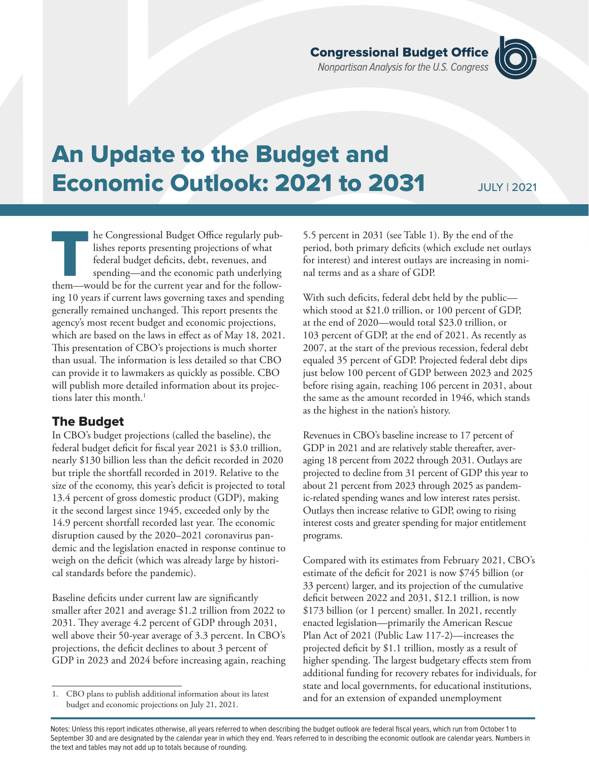Congressional Budget Office

*Nonpartisan Analysis for the U.S. Congress*

# An Update to the Budget and Economic Outlook: 2021 to 2031

JULY | 2021

The Congressional Budget Office regularly publishes reports presenting projections of what federal budget deficits, debt, revenues, and spending—and the economic path underlying them—would be for the current year and for the following 10 years if current laws governing taxes and spending generally remained unchanged. This report presents the agency's most recent budget and economic projections, which are based on the laws in effect as of May 18, 2021. This presentation of CBO's projections is much shorter than usual. The information is less detailed so that CBO can provide it to lawmakers as quickly as possible. CBO will publish more detailed information about its projections later this month.[1]

## The Budget

In CBO's budget projections (called the baseline), the federal budget deficit for fiscal year 2021 is $3.0 trillion, nearly $130 billion less than the deficit recorded in 2020 but triple the shortfall recorded in 2019. Relative to the size of the economy, this year's deficit is projected to total 13.4 percent of gross domestic product (GDP), making it the second largest since 1945, exceeded only by the 14.9 percent shortfall recorded last year. The economic disruption caused by the 2020–2021 coronavirus pandemic and the legislation enacted in response continue to weigh on the deficit (which was already large by historical standards before the pandemic).

Baseline deficits under current law are significantly smaller after 2021 and average $1.2 trillion from 2022 to 2031. They average 4.2 percent of GDP through 2031, well above their 50-year average of 3.3 percent. In CBO's projections, the deficit declines to about 3 percent of GDP in 2023 and 2024 before increasing again, reaching 5.5 percent in 2031 (see Table 1). By the end of the period, both primary deficits (which exclude net outlays for interest) and interest outlays are increasing in nominal terms and as a share of GDP.

With such deficits, federal debt held by the public—which stood at $21.0 trillion, or 100 percent of GDP, at the end of 2020—would total $23.0 trillion, or 103 percent of GDP, at the end of 2021. As recently as 2007, at the start of the previous recession, federal debt equaled 35 percent of GDP. Projected federal debt dips just below 100 percent of GDP between 2023 and 2025 before rising again, reaching 106 percent in 2031, about the same as the amount recorded in 1946, which stands as the highest in the nation's history.

Revenues in CBO's baseline increase to 17 percent of GDP in 2021 and are relatively stable thereafter, averaging 18 percent from 2022 through 2031. Outlays are projected to decline from 31 percent of GDP this year to about 21 percent from 2023 through 2025 as pandemic-related spending wanes and low interest rates persist. Outlays then increase relative to GDP, owing to rising interest costs and greater spending for major entitlement programs.

Compared with its estimates from February 2021, CBO's estimate of the deficit for 2021 is now $745 billion (or 33 percent) larger, and its projection of the cumulative deficit between 2022 and 2031, $12.1 trillion, is now $173 billion (or 1 percent) smaller. In 2021, recently enacted legislation—primarily the American Rescue Plan Act of 2021 (Public Law 117-2)—increases the projected deficit by $1.1 trillion, mostly as a result of higher spending. The largest budgetary effects stem from additional funding for recovery rebates for individuals, for state and local governments, for educational institutions, and for an extension of expanded unemployment

1. CBO plans to publish additional information about its latest budget and economic projections on July 21, 2021.

Notes: Unless this report indicates otherwise, all years referred to when describing the budget outlook are federal fiscal years, which run from October 1 to September 30 and are designated by the calendar year in which they end. Years referred to in describing the economic outlook are calendar years. Numbers in the text and tables may not add up to totals because of rounding.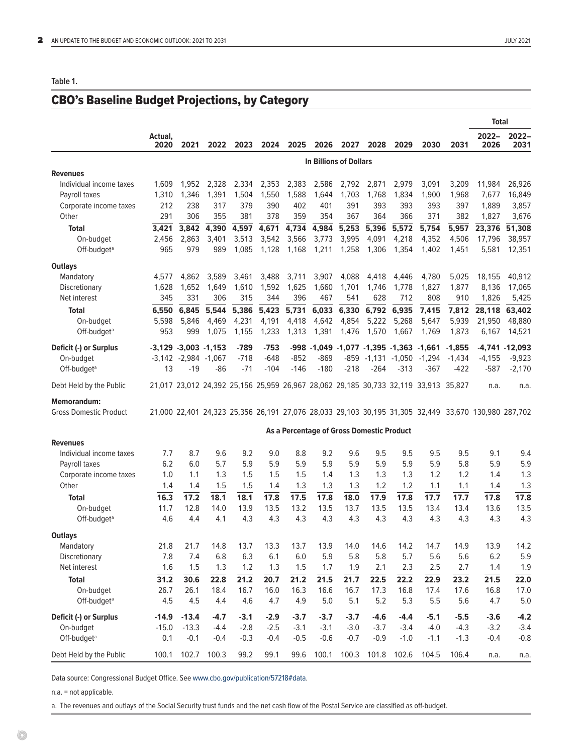Table 1.

## CBO's Baseline Budget Projections, by Category

| | Actual, 2020 | 2021 | 2022 | 2023 | 2024 | 2025 | 2026 | 2027 | 2028 | 2029 | 2030 | 2031 | Total 2022–2026 | Total 2022–2031 |
|---|---|---|---|---|---|---|---|---|---|---|---|---|---|---|
| | **In Billions of Dollars** | | | | | | | | | | | | | |
| **Revenues** | | | | | | | | | | | | | | |
| Individual income taxes | 1,609 | 1,952 | 2,328 | 2,334 | 2,353 | 2,383 | 2,586 | 2,792 | 2,871 | 2,979 | 3,091 | 3,209 | 11,984 | 26,926 |
| Payroll taxes | 1,310 | 1,346 | 1,391 | 1,504 | 1,550 | 1,588 | 1,644 | 1,703 | 1,768 | 1,834 | 1,900 | 1,968 | 7,677 | 16,849 |
| Corporate income taxes | 212 | 238 | 317 | 379 | 390 | 402 | 401 | 391 | 393 | 393 | 393 | 397 | 1,889 | 3,857 |
| Other | 291 | 306 | 355 | 381 | 378 | 359 | 354 | 367 | 364 | 366 | 371 | 382 | 1,827 | 3,676 |
| **Total** | **3,421** | **3,842** | **4,390** | **4,597** | **4,671** | **4,734** | **4,984** | **5,253** | **5,396** | **5,572** | **5,754** | **5,957** | **23,376** | **51,308** |
| On-budget | 2,456 | 2,863 | 3,401 | 3,513 | 3,542 | 3,566 | 3,773 | 3,995 | 4,091 | 4,218 | 4,352 | 4,506 | 17,796 | 38,957 |
| Off-budget[a] | 965 | 979 | 989 | 1,085 | 1,128 | 1,168 | 1,211 | 1,258 | 1,306 | 1,354 | 1,402 | 1,451 | 5,581 | 12,351 |
| **Outlays** | | | | | | | | | | | | | | |
| Mandatory | 4,577 | 4,862 | 3,589 | 3,461 | 3,488 | 3,711 | 3,907 | 4,088 | 4,418 | 4,446 | 4,780 | 5,025 | 18,155 | 40,912 |
| Discretionary | 1,628 | 1,652 | 1,649 | 1,610 | 1,592 | 1,625 | 1,660 | 1,701 | 1,746 | 1,778 | 1,827 | 1,877 | 8,136 | 17,065 |
| Net interest | 345 | 331 | 306 | 315 | 344 | 396 | 467 | 541 | 628 | 712 | 808 | 910 | 1,826 | 5,425 |
| **Total** | **6,550** | **6,845** | **5,544** | **5,386** | **5,423** | **5,731** | **6,033** | **6,330** | **6,792** | **6,935** | **7,415** | **7,812** | **28,118** | **63,402** |
| On-budget | 5,598 | 5,846 | 4,469 | 4,231 | 4,191 | 4,418 | 4,642 | 4,854 | 5,222 | 5,268 | 5,647 | 5,939 | 21,950 | 48,880 |
| Off-budget[a] | 953 | 999 | 1,075 | 1,155 | 1,233 | 1,313 | 1,391 | 1,476 | 1,570 | 1,667 | 1,769 | 1,873 | 6,167 | 14,521 |
| **Deficit (-) or Surplus** | **-3,129** | **-3,003** | **-1,153** | **-789** | **-753** | **-998** | **-1,049** | **-1,077** | **-1,395** | **-1,363** | **-1,661** | **-1,855** | **-4,741** | **-12,093** |
| On-budget | -3,142 | -2,984 | -1,067 | -718 | -648 | -852 | -869 | -859 | -1,131 | -1,050 | -1,294 | -1,434 | -4,155 | -9,923 |
| Off-budget[a] | 13 | -19 | -86 | -71 | -104 | -146 | -180 | -218 | -264 | -313 | -367 | -422 | -587 | -2,170 |
| Debt Held by the Public | 21,017 | 23,012 | 24,392 | 25,156 | 25,959 | 26,967 | 28,062 | 29,185 | 30,733 | 32,119 | 33,913 | 35,827 | n.a. | n.a. |
| **Memorandum:** | | | | | | | | | | | | | | |
| Gross Domestic Product | 21,000 | 22,401 | 24,323 | 25,356 | 26,191 | 27,076 | 28,033 | 29,103 | 30,195 | 31,305 | 32,449 | 33,670 | 130,980 | 287,702 |
| | **As a Percentage of Gross Domestic Product** | | | | | | | | | | | | | |
| **Revenues** | | | | | | | | | | | | | | |
| Individual income taxes | 7.7 | 8.7 | 9.6 | 9.2 | 9.0 | 8.8 | 9.2 | 9.6 | 9.5 | 9.5 | 9.5 | 9.5 | 9.1 | 9.4 |
| Payroll taxes | 6.2 | 6.0 | 5.7 | 5.9 | 5.9 | 5.9 | 5.9 | 5.9 | 5.9 | 5.9 | 5.9 | 5.8 | 5.9 | 5.9 |
| Corporate income taxes | 1.0 | 1.1 | 1.3 | 1.5 | 1.5 | 1.5 | 1.4 | 1.3 | 1.3 | 1.3 | 1.2 | 1.2 | 1.4 | 1.3 |
| Other | 1.4 | 1.4 | 1.5 | 1.5 | 1.4 | 1.3 | 1.3 | 1.3 | 1.2 | 1.2 | 1.1 | 1.1 | 1.4 | 1.3 |
| **Total** | **16.3** | **17.2** | **18.1** | **18.1** | **17.8** | **17.5** | **17.8** | **18.0** | **17.9** | **17.8** | **17.7** | **17.7** | **17.8** | **17.8** |
| On-budget | 11.7 | 12.8 | 14.0 | 13.9 | 13.5 | 13.2 | 13.5 | 13.7 | 13.5 | 13.5 | 13.4 | 13.4 | 13.6 | 13.5 |
| Off-budget[a] | 4.6 | 4.4 | 4.1 | 4.3 | 4.3 | 4.3 | 4.3 | 4.3 | 4.3 | 4.3 | 4.3 | 4.3 | 4.3 | 4.3 |
| **Outlays** | | | | | | | | | | | | | | |
| Mandatory | 21.8 | 21.7 | 14.8 | 13.7 | 13.3 | 13.7 | 13.9 | 14.0 | 14.6 | 14.2 | 14.7 | 14.9 | 13.9 | 14.2 |
| Discretionary | 7.8 | 7.4 | 6.8 | 6.3 | 6.1 | 6.0 | 5.9 | 5.8 | 5.8 | 5.7 | 5.6 | 5.6 | 6.2 | 5.9 |
| Net interest | 1.6 | 1.5 | 1.3 | 1.2 | 1.3 | 1.5 | 1.7 | 1.9 | 2.1 | 2.3 | 2.5 | 2.7 | 1.4 | 1.9 |
| **Total** | **31.2** | **30.6** | **22.8** | **21.2** | **20.7** | **21.2** | **21.5** | **21.7** | **22.5** | **22.2** | **22.9** | **23.2** | **21.5** | **22.0** |
| On-budget | 26.7 | 26.1 | 18.4 | 16.7 | 16.0 | 16.3 | 16.6 | 16.7 | 17.3 | 16.8 | 17.4 | 17.6 | 16.8 | 17.0 |
| Off-budget[a] | 4.5 | 4.5 | 4.4 | 4.6 | 4.7 | 4.9 | 5.0 | 5.1 | 5.2 | 5.3 | 5.5 | 5.6 | 4.7 | 5.0 |
| **Deficit (-) or Surplus** | **-14.9** | **-13.4** | **-4.7** | **-3.1** | **-2.9** | **-3.7** | **-3.7** | **-3.7** | **-4.6** | **-4.4** | **-5.1** | **-5.5** | **-3.6** | **-4.2** |
| On-budget | -15.0 | -13.3 | -4.4 | -2.8 | -2.5 | -3.1 | -3.1 | -3.0 | -3.7 | -3.4 | -4.0 | -4.3 | -3.2 | -3.4 |
| Off-budget[a] | 0.1 | -0.1 | -0.4 | -0.3 | -0.4 | -0.5 | -0.6 | -0.7 | -0.9 | -1.0 | -1.1 | -1.3 | -0.4 | -0.8 |
| Debt Held by the Public | 100.1 | 102.7 | 100.3 | 99.2 | 99.1 | 99.6 | 100.1 | 100.3 | 101.8 | 102.6 | 104.5 | 106.4 | n.a. | n.a. |

Data source: Congressional Budget Office. See www.cbo.gov/publication/57218#data.

n.a. = not applicable.

a. The revenues and outlays of the Social Security trust funds and the net cash flow of the Postal Service are classified as off-budget.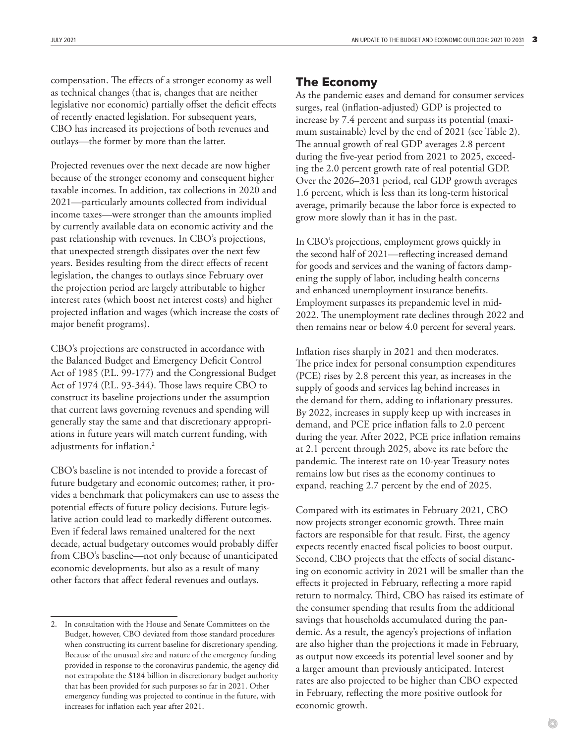compensation. The effects of a stronger economy as well as technical changes (that is, changes that are neither legislative nor economic) partially offset the deficit effects of recently enacted legislation. For subsequent years, CBO has increased its projections of both revenues and outlays—the former by more than the latter.

Projected revenues over the next decade are now higher because of the stronger economy and consequent higher taxable incomes. In addition, tax collections in 2020 and 2021—particularly amounts collected from individual income taxes—were stronger than the amounts implied by currently available data on economic activity and the past relationship with revenues. In CBO's projections, that unexpected strength dissipates over the next few years. Besides resulting from the direct effects of recent legislation, the changes to outlays since February over the projection period are largely attributable to higher interest rates (which boost net interest costs) and higher projected inflation and wages (which increase the costs of major benefit programs).

CBO's projections are constructed in accordance with the Balanced Budget and Emergency Deficit Control Act of 1985 (P.L. 99-177) and the Congressional Budget Act of 1974 (P.L. 93-344). Those laws require CBO to construct its baseline projections under the assumption that current laws governing revenues and spending will generally stay the same and that discretionary appropriations in future years will match current funding, with adjustments for inflation.[2]

CBO's baseline is not intended to provide a forecast of future budgetary and economic outcomes; rather, it provides a benchmark that policymakers can use to assess the potential effects of future policy decisions. Future legislative action could lead to markedly different outcomes. Even if federal laws remained unaltered for the next decade, actual budgetary outcomes would probably differ from CBO's baseline—not only because of unanticipated economic developments, but also as a result of many other factors that affect federal revenues and outlays.

## The Economy

As the pandemic eases and demand for consumer services surges, real (inflation-adjusted) GDP is projected to increase by 7.4 percent and surpass its potential (maximum sustainable) level by the end of 2021 (see Table 2). The annual growth of real GDP averages 2.8 percent during the five-year period from 2021 to 2025, exceeding the 2.0 percent growth rate of real potential GDP. Over the 2026–2031 period, real GDP growth averages 1.6 percent, which is less than its long-term historical average, primarily because the labor force is expected to grow more slowly than it has in the past.

In CBO's projections, employment grows quickly in the second half of 2021—reflecting increased demand for goods and services and the waning of factors dampening the supply of labor, including health concerns and enhanced unemployment insurance benefits. Employment surpasses its prepandemic level in mid-2022. The unemployment rate declines through 2022 and then remains near or below 4.0 percent for several years.

Inflation rises sharply in 2021 and then moderates. The price index for personal consumption expenditures (PCE) rises by 2.8 percent this year, as increases in the supply of goods and services lag behind increases in the demand for them, adding to inflationary pressures. By 2022, increases in supply keep up with increases in demand, and PCE price inflation falls to 2.0 percent during the year. After 2022, PCE price inflation remains at 2.1 percent through 2025, above its rate before the pandemic. The interest rate on 10-year Treasury notes remains low but rises as the economy continues to expand, reaching 2.7 percent by the end of 2025.

Compared with its estimates in February 2021, CBO now projects stronger economic growth. Three main factors are responsible for that result. First, the agency expects recently enacted fiscal policies to boost output. Second, CBO projects that the effects of social distancing on economic activity in 2021 will be smaller than the effects it projected in February, reflecting a more rapid return to normalcy. Third, CBO has raised its estimate of the consumer spending that results from the additional savings that households accumulated during the pandemic. As a result, the agency's projections of inflation are also higher than the projections it made in February, as output now exceeds its potential level sooner and by a larger amount than previously anticipated. Interest rates are also projected to be higher than CBO expected in February, reflecting the more positive outlook for economic growth.

---

2. In consultation with the House and Senate Committees on the Budget, however, CBO deviated from those standard procedures when constructing its current baseline for discretionary spending. Because of the unusual size and nature of the emergency funding provided in response to the coronavirus pandemic, the agency did not extrapolate the $184 billion in discretionary budget authority that has been provided for such purposes so far in 2021. Other emergency funding was projected to continue in the future, with increases for inflation each year after 2021.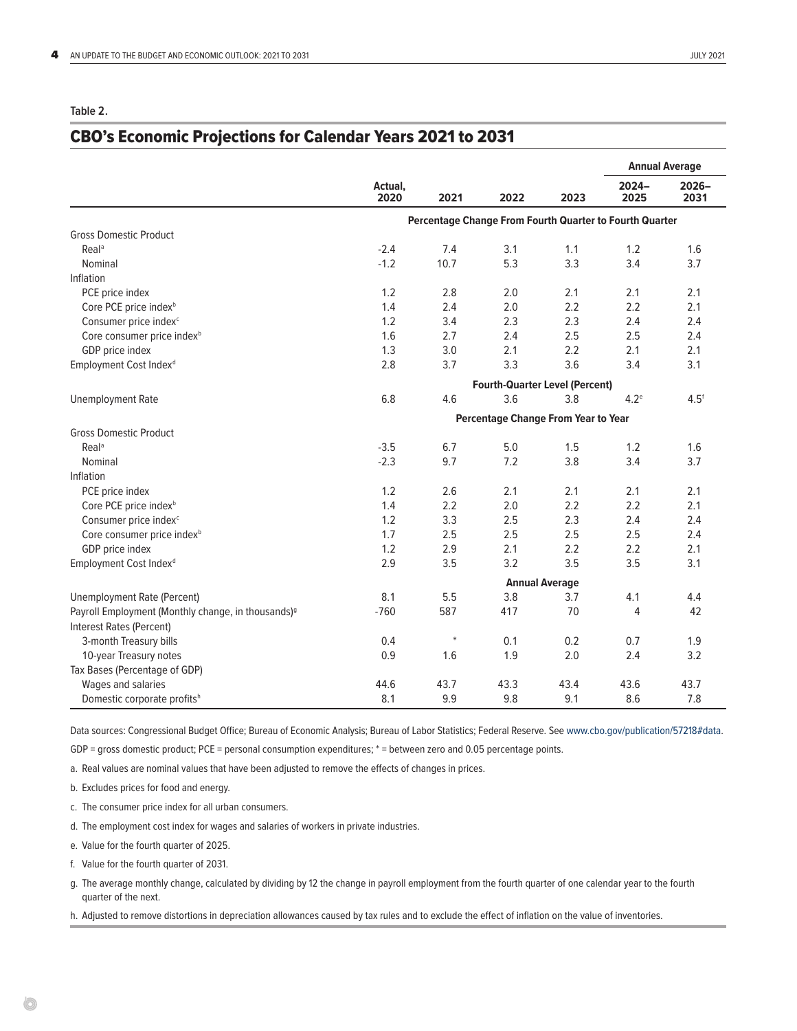Table 2.

## CBO's Economic Projections for Calendar Years 2021 to 2031

| | Actual, 2020 | 2021 | 2022 | 2023 | Annual Average 2024–2025 | Annual Average 2026–2031 |
|---|---|---|---|---|---|---|
| | **Percentage Change From Fourth Quarter to Fourth Quarter** | | | | | |
| Gross Domestic Product | | | | | | |
| Real[a] | -2.4 | 7.4 | 3.1 | 1.1 | 1.2 | 1.6 |
| Nominal | -1.2 | 10.7 | 5.3 | 3.3 | 3.4 | 3.7 |
| Inflation | | | | | | |
| PCE price index | 1.2 | 2.8 | 2.0 | 2.1 | 2.1 | 2.1 |
| Core PCE price index[b] | 1.4 | 2.4 | 2.0 | 2.2 | 2.2 | 2.1 |
| Consumer price index[c] | 1.2 | 3.4 | 2.3 | 2.3 | 2.4 | 2.4 |
| Core consumer price index[b] | 1.6 | 2.7 | 2.4 | 2.5 | 2.5 | 2.4 |
| GDP price index | 1.3 | 3.0 | 2.1 | 2.2 | 2.1 | 2.1 |
| Employment Cost Index[d] | 2.8 | 3.7 | 3.3 | 3.6 | 3.4 | 3.1 |
| | **Fourth-Quarter Level (Percent)** | | | | | |
| Unemployment Rate | 6.8 | 4.6 | 3.6 | 3.8 | 4.2[e] | 4.5[f] |
| | **Percentage Change From Year to Year** | | | | | |
| Gross Domestic Product | | | | | | |
| Real[a] | -3.5 | 6.7 | 5.0 | 1.5 | 1.2 | 1.6 |
| Nominal | -2.3 | 9.7 | 7.2 | 3.8 | 3.4 | 3.7 |
| Inflation | | | | | | |
| PCE price index | 1.2 | 2.6 | 2.1 | 2.1 | 2.1 | 2.1 |
| Core PCE price index[b] | 1.4 | 2.2 | 2.0 | 2.2 | 2.2 | 2.1 |
| Consumer price index[c] | 1.2 | 3.3 | 2.5 | 2.3 | 2.4 | 2.4 |
| Core consumer price index[b] | 1.7 | 2.5 | 2.5 | 2.5 | 2.5 | 2.4 |
| GDP price index | 1.2 | 2.9 | 2.1 | 2.2 | 2.2 | 2.1 |
| Employment Cost Index[d] | 2.9 | 3.5 | 3.2 | 3.5 | 3.5 | 3.1 |
| | **Annual Average** | | | | | |
| Unemployment Rate (Percent) | 8.1 | 5.5 | 3.8 | 3.7 | 4.1 | 4.4 |
| Payroll Employment (Monthly change, in thousands)[g] | -760 | 587 | 417 | 70 | 4 | 42 |
| Interest Rates (Percent) | | | | | | |
| 3-month Treasury bills | 0.4 | * | 0.1 | 0.2 | 0.7 | 1.9 |
| 10-year Treasury notes | 0.9 | 1.6 | 1.9 | 2.0 | 2.4 | 3.2 |
| Tax Bases (Percentage of GDP) | | | | | | |
| Wages and salaries | 44.6 | 43.7 | 43.3 | 43.4 | 43.6 | 43.7 |
| Domestic corporate profits[h] | 8.1 | 9.9 | 9.8 | 9.1 | 8.6 | 7.8 |

Data sources: Congressional Budget Office; Bureau of Economic Analysis; Bureau of Labor Statistics; Federal Reserve. See www.cbo.gov/publication/57218#data.

GDP = gross domestic product; PCE = personal consumption expenditures; * = between zero and 0.05 percentage points.

a. Real values are nominal values that have been adjusted to remove the effects of changes in prices.

b. Excludes prices for food and energy.

c. The consumer price index for all urban consumers.

d. The employment cost index for wages and salaries of workers in private industries.

e. Value for the fourth quarter of 2025.

f. Value for the fourth quarter of 2031.

g. The average monthly change, calculated by dividing by 12 the change in payroll employment from the fourth quarter of one calendar year to the fourth quarter of the next.

h. Adjusted to remove distortions in depreciation allowances caused by tax rules and to exclude the effect of inflation on the value of inventories.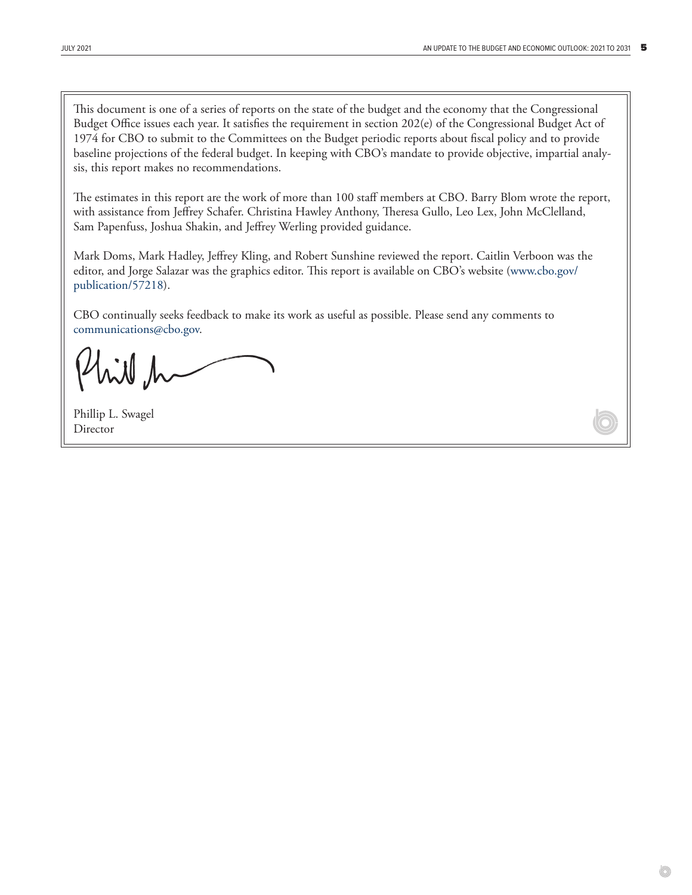This document is one of a series of reports on the state of the budget and the economy that the Congressional Budget Office issues each year. It satisfies the requirement in section 202(e) of the Congressional Budget Act of 1974 for CBO to submit to the Committees on the Budget periodic reports about fiscal policy and to provide baseline projections of the federal budget. In keeping with CBO's mandate to provide objective, impartial analysis, this report makes no recommendations.

The estimates in this report are the work of more than 100 staff members at CBO. Barry Blom wrote the report, with assistance from Jeffrey Schafer. Christina Hawley Anthony, Theresa Gullo, Leo Lex, John McClelland, Sam Papenfuss, Joshua Shakin, and Jeffrey Werling provided guidance.

Mark Doms, Mark Hadley, Jeffrey Kling, and Robert Sunshine reviewed the report. Caitlin Verboon was the editor, and Jorge Salazar was the graphics editor. This report is available on CBO's website (www.cbo.gov/publication/57218).

CBO continually seeks feedback to make its work as useful as possible. Please send any comments to communications@cbo.gov.

Phillip L. Swagel
Director